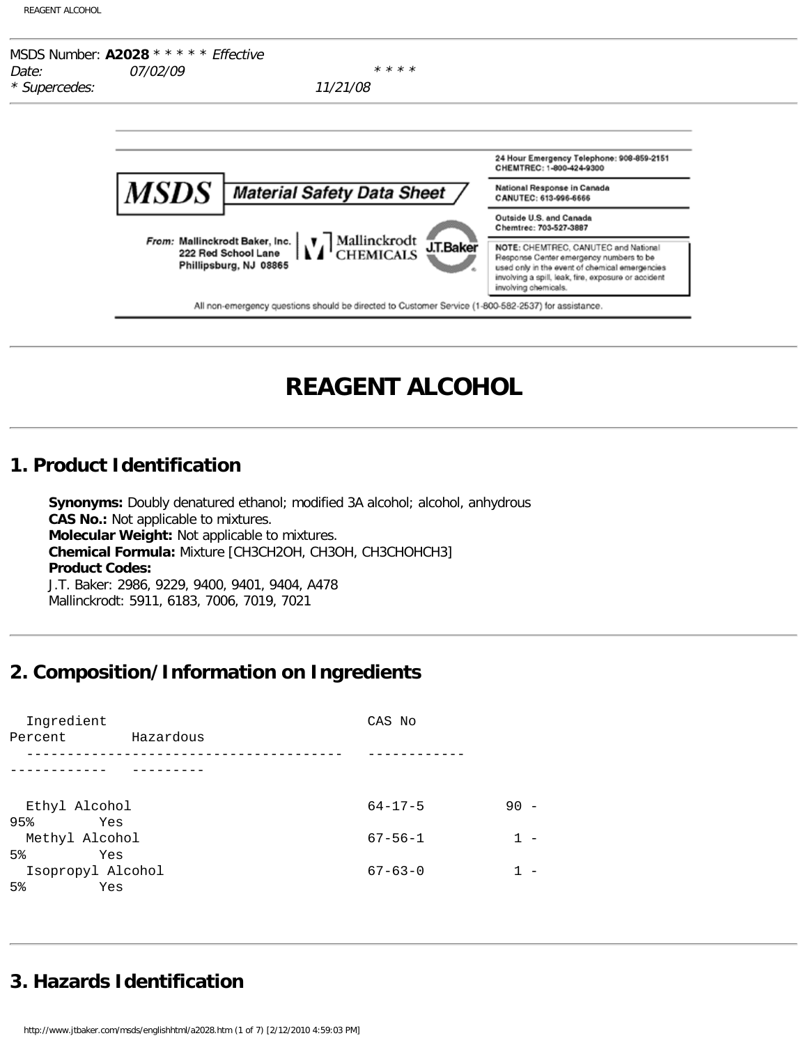MSDS Number: **A2028** * * * * * *Effective Date:* *07/02/09* * * * *
*\* Supercedes:* *11/21/08*

**MSDS** Material Safety Data Sheet

From: Mallinckrodt Baker, Inc.
222 Red School Lane
Phillipsburg, NJ 08865

Mallinckrodt CHEMICALS J.T.Baker

24 Hour Emergency Telephone: 908-859-2151
CHEMTREC: 1-800-424-9300

National Response in Canada
CANUTEC: 613-996-6666

Outside U.S. and Canada
Chemtrec: 703-527-3887

NOTE: CHEMTREC, CANUTEC and National Response Center emergency numbers to be used only in the event of chemical emergencies involving a spill, leak, fire, exposure or accident involving chemicals.

All non-emergency questions should be directed to Customer Service (1-800-582-2537) for assistance.

# REAGENT ALCOHOL

## 1. Product Identification

**Synonyms:** Doubly denatured ethanol; modified 3A alcohol; alcohol, anhydrous
**CAS No.:** Not applicable to mixtures.
**Molecular Weight:** Not applicable to mixtures.
**Chemical Formula:** Mixture [CH3CH2OH, CH3OH, CH3CHOHCH3]
**Product Codes:**
J.T. Baker: 2986, 9229, 9400, 9401, 9404, A478
Mallinckrodt: 5911, 6183, 7006, 7019, 7021

## 2. Composition/Information on Ingredients

| Ingredient | CAS No | Percent | Hazardous |
| --- | --- | --- | --- |
| Ethyl Alcohol | 64-17-5 | 90 - 95% | Yes |
| Methyl Alcohol | 67-56-1 | 1 - 5% | Yes |
| Isopropyl Alcohol | 67-63-0 | 1 - 5% | Yes |

## 3. Hazards Identification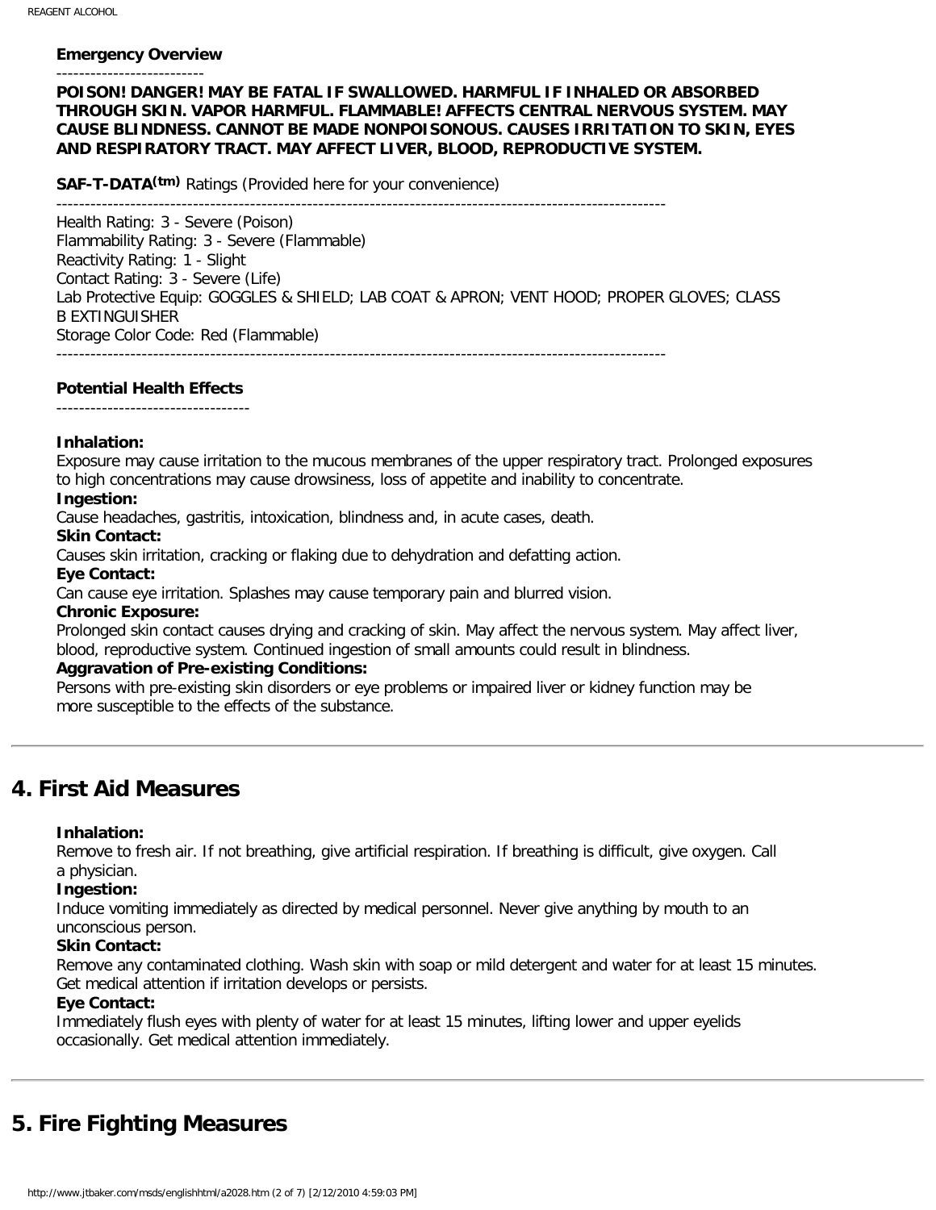**Emergency Overview**

--------------------------

**POISON! DANGER! MAY BE FATAL IF SWALLOWED. HARMFUL IF INHALED OR ABSORBED THROUGH SKIN. VAPOR HARMFUL. FLAMMABLE! AFFECTS CENTRAL NERVOUS SYSTEM. MAY CAUSE BLINDNESS. CANNOT BE MADE NONPOISONOUS. CAUSES IRRITATION TO SKIN, EYES AND RESPIRATORY TRACT. MAY AFFECT LIVER, BLOOD, REPRODUCTIVE SYSTEM.**

**SAF-T-DATA(tm)** Ratings (Provided here for your convenience)

-----------------------------------------------------------------------------------------------------------

Health Rating: 3 - Severe (Poison)
Flammability Rating: 3 - Severe (Flammable)
Reactivity Rating: 1 - Slight
Contact Rating: 3 - Severe (Life)
Lab Protective Equip: GOGGLES & SHIELD; LAB COAT & APRON; VENT HOOD; PROPER GLOVES; CLASS B EXTINGUISHER
Storage Color Code: Red (Flammable)

-----------------------------------------------------------------------------------------------------------

**Potential Health Effects**

----------------------------------

**Inhalation:**
Exposure may cause irritation to the mucous membranes of the upper respiratory tract. Prolonged exposures to high concentrations may cause drowsiness, loss of appetite and inability to concentrate.

**Ingestion:**
Cause headaches, gastritis, intoxication, blindness and, in acute cases, death.

**Skin Contact:**
Causes skin irritation, cracking or flaking due to dehydration and defatting action.

**Eye Contact:**
Can cause eye irritation. Splashes may cause temporary pain and blurred vision.

**Chronic Exposure:**
Prolonged skin contact causes drying and cracking of skin. May affect the nervous system. May affect liver, blood, reproductive system. Continued ingestion of small amounts could result in blindness.

**Aggravation of Pre-existing Conditions:**
Persons with pre-existing skin disorders or eye problems or impaired liver or kidney function may be more susceptible to the effects of the substance.

---

## 4. First Aid Measures

**Inhalation:**
Remove to fresh air. If not breathing, give artificial respiration. If breathing is difficult, give oxygen. Call a physician.

**Ingestion:**
Induce vomiting immediately as directed by medical personnel. Never give anything by mouth to an unconscious person.

**Skin Contact:**
Remove any contaminated clothing. Wash skin with soap or mild detergent and water for at least 15 minutes. Get medical attention if irritation develops or persists.

**Eye Contact:**
Immediately flush eyes with plenty of water for at least 15 minutes, lifting lower and upper eyelids occasionally. Get medical attention immediately.

---

## 5. Fire Fighting Measures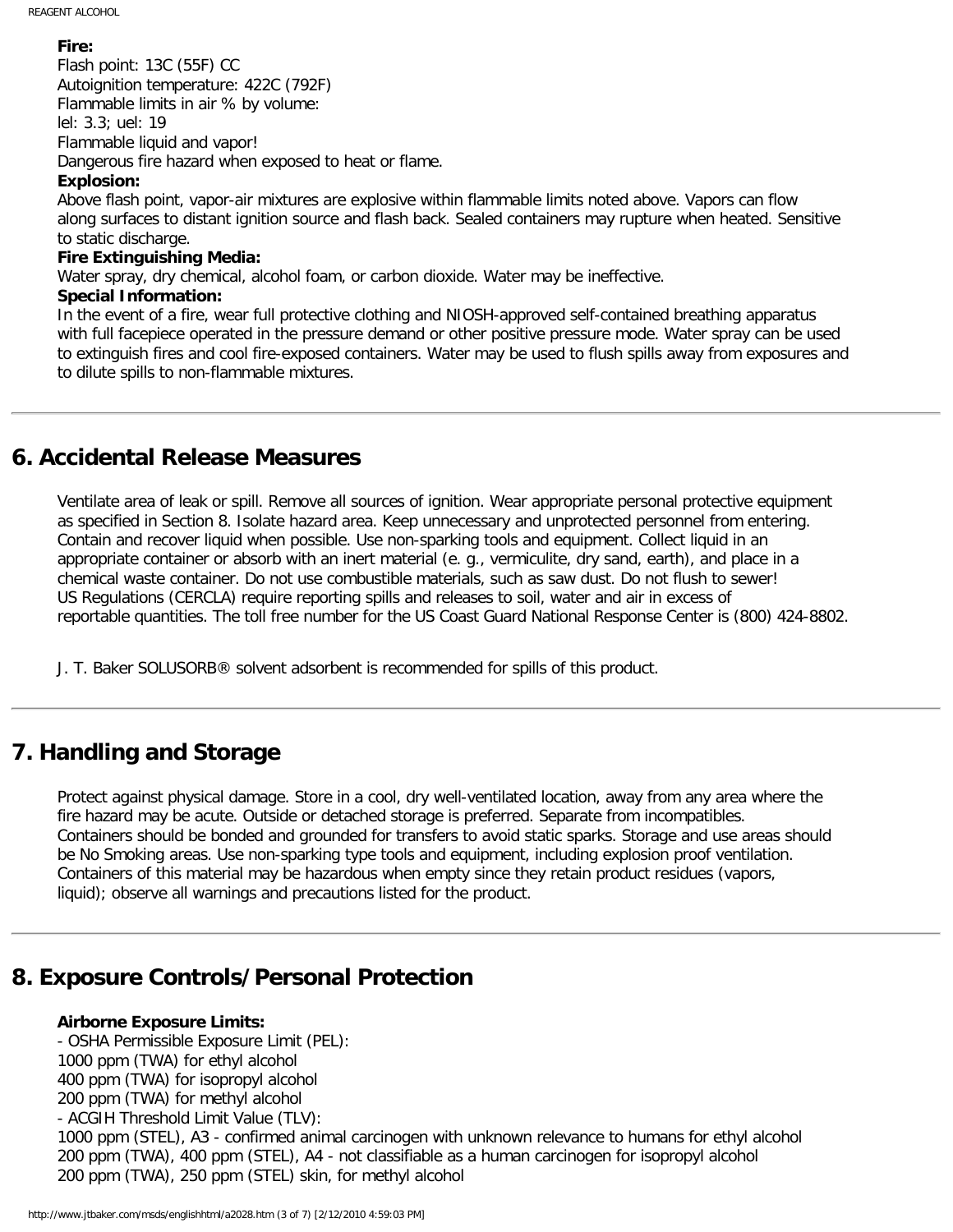**Fire:**
Flash point: 13C (55F) CC
Autoignition temperature: 422C (792F)
Flammable limits in air % by volume:
lel: 3.3; uel: 19
Flammable liquid and vapor!
Dangerous fire hazard when exposed to heat or flame.

**Explosion:**
Above flash point, vapor-air mixtures are explosive within flammable limits noted above. Vapors can flow along surfaces to distant ignition source and flash back. Sealed containers may rupture when heated. Sensitive to static discharge.

**Fire Extinguishing Media:**
Water spray, dry chemical, alcohol foam, or carbon dioxide. Water may be ineffective.

**Special Information:**
In the event of a fire, wear full protective clothing and NIOSH-approved self-contained breathing apparatus with full facepiece operated in the pressure demand or other positive pressure mode. Water spray can be used to extinguish fires and cool fire-exposed containers. Water may be used to flush spills away from exposures and to dilute spills to non-flammable mixtures.

---

## 6. Accidental Release Measures

Ventilate area of leak or spill. Remove all sources of ignition. Wear appropriate personal protective equipment as specified in Section 8. Isolate hazard area. Keep unnecessary and unprotected personnel from entering. Contain and recover liquid when possible. Use non-sparking tools and equipment. Collect liquid in an appropriate container or absorb with an inert material (e. g., vermiculite, dry sand, earth), and place in a chemical waste container. Do not use combustible materials, such as saw dust. Do not flush to sewer!
US Regulations (CERCLA) require reporting spills and releases to soil, water and air in excess of reportable quantities. The toll free number for the US Coast Guard National Response Center is (800) 424-8802.

J. T. Baker SOLUSORB® solvent adsorbent is recommended for spills of this product.

---

## 7. Handling and Storage

Protect against physical damage. Store in a cool, dry well-ventilated location, away from any area where the fire hazard may be acute. Outside or detached storage is preferred. Separate from incompatibles. Containers should be bonded and grounded for transfers to avoid static sparks. Storage and use areas should be No Smoking areas. Use non-sparking type tools and equipment, including explosion proof ventilation. Containers of this material may be hazardous when empty since they retain product residues (vapors, liquid); observe all warnings and precautions listed for the product.

---

## 8. Exposure Controls/Personal Protection

**Airborne Exposure Limits:**
- OSHA Permissible Exposure Limit (PEL):
1000 ppm (TWA) for ethyl alcohol
400 ppm (TWA) for isopropyl alcohol
200 ppm (TWA) for methyl alcohol
- ACGIH Threshold Limit Value (TLV):
1000 ppm (STEL), A3 - confirmed animal carcinogen with unknown relevance to humans for ethyl alcohol
200 ppm (TWA), 400 ppm (STEL), A4 - not classifiable as a human carcinogen for isopropyl alcohol
200 ppm (TWA), 250 ppm (STEL) skin, for methyl alcohol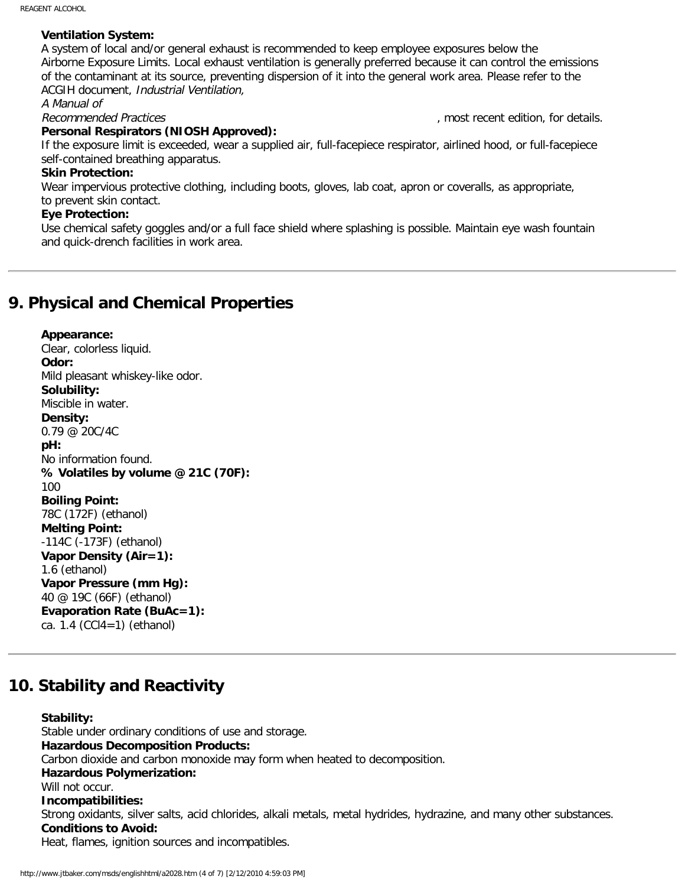**Ventilation System:**
A system of local and/or general exhaust is recommended to keep employee exposures below the Airborne Exposure Limits. Local exhaust ventilation is generally preferred because it can control the emissions of the contaminant at its source, preventing dispersion of it into the general work area. Please refer to the ACGIH document, *Industrial Ventilation, A Manual of Recommended Practices*, most recent edition, for details.

**Personal Respirators (NIOSH Approved):**
If the exposure limit is exceeded, wear a supplied air, full-facepiece respirator, airlined hood, or full-facepiece self-contained breathing apparatus.

**Skin Protection:**
Wear impervious protective clothing, including boots, gloves, lab coat, apron or coveralls, as appropriate, to prevent skin contact.

**Eye Protection:**
Use chemical safety goggles and/or a full face shield where splashing is possible. Maintain eye wash fountain and quick-drench facilities in work area.

---

## 9. Physical and Chemical Properties

**Appearance:**
Clear, colorless liquid.

**Odor:**
Mild pleasant whiskey-like odor.

**Solubility:**
Miscible in water.

**Density:**
0.79 @ 20C/4C

**pH:**
No information found.

**% Volatiles by volume @ 21C (70F):**
100

**Boiling Point:**
78C (172F) (ethanol)

**Melting Point:**
-114C (-173F) (ethanol)

**Vapor Density (Air=1):**
1.6 (ethanol)

**Vapor Pressure (mm Hg):**
40 @ 19C (66F) (ethanol)

**Evaporation Rate (BuAc=1):**
ca. 1.4 ($CCl_4$=1) (ethanol)

---

## 10. Stability and Reactivity

**Stability:**
Stable under ordinary conditions of use and storage.

**Hazardous Decomposition Products:**
Carbon dioxide and carbon monoxide may form when heated to decomposition.

**Hazardous Polymerization:**
Will not occur.

**Incompatibilities:**
Strong oxidants, silver salts, acid chlorides, alkali metals, metal hydrides, hydrazine, and many other substances.

**Conditions to Avoid:**
Heat, flames, ignition sources and incompatibles.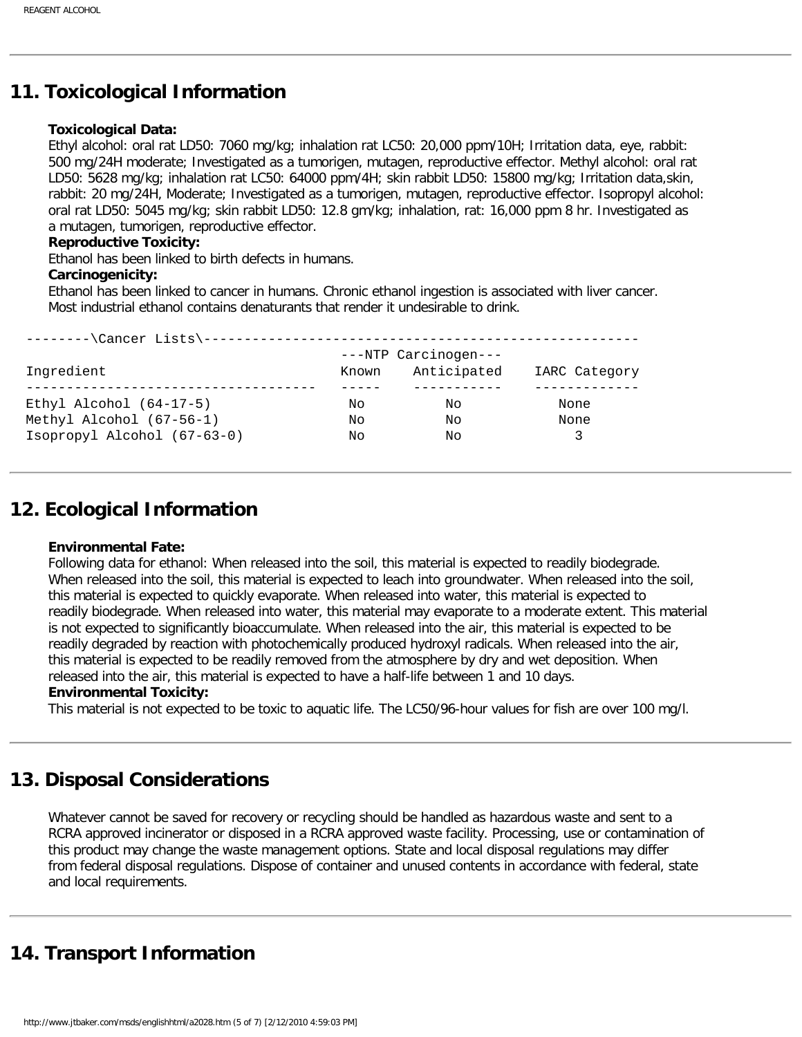## 11. Toxicological Information

**Toxicological Data:**
Ethyl alcohol: oral rat LD50: 7060 mg/kg; inhalation rat LC50: 20,000 ppm/10H; Irritation data, eye, rabbit: 500 mg/24H moderate; Investigated as a tumorigen, mutagen, reproductive effector. Methyl alcohol: oral rat LD50: 5628 mg/kg; inhalation rat LC50: 64000 ppm/4H; skin rabbit LD50: 15800 mg/kg; Irritation data,skin, rabbit: 20 mg/24H, Moderate; Investigated as a tumorigen, mutagen, reproductive effector. Isopropyl alcohol: oral rat LD50: 5045 mg/kg; skin rabbit LD50: 12.8 gm/kg; inhalation, rat: 16,000 ppm 8 hr. Investigated as a mutagen, tumorigen, reproductive effector.

**Reproductive Toxicity:**
Ethanol has been linked to birth defects in humans.

**Carcinogenicity:**
Ethanol has been linked to cancer in humans. Chronic ethanol ingestion is associated with liver cancer. Most industrial ethanol contains denaturants that render it undesirable to drink.

--------\Cancer Lists\------------------------------------------------------

| Ingredient | ---NTP Carcinogen--- Known | Anticipated | IARC Category |
|---|---|---|---|
| Ethyl Alcohol (64-17-5) | No | No | None |
| Methyl Alcohol (67-56-1) | No | No | None |
| Isopropyl Alcohol (67-63-0) | No | No | 3 |

## 12. Ecological Information

**Environmental Fate:**
Following data for ethanol: When released into the soil, this material is expected to readily biodegrade. When released into the soil, this material is expected to leach into groundwater. When released into the soil, this material is expected to quickly evaporate. When released into water, this material is expected to readily biodegrade. When released into water, this material may evaporate to a moderate extent. This material is not expected to significantly bioaccumulate. When released into the air, this material is expected to be readily degraded by reaction with photochemically produced hydroxyl radicals. When released into the air, this material is expected to be readily removed from the atmosphere by dry and wet deposition. When released into the air, this material is expected to have a half-life between 1 and 10 days.

**Environmental Toxicity:**
This material is not expected to be toxic to aquatic life. The LC50/96-hour values for fish are over 100 mg/l.

## 13. Disposal Considerations

Whatever cannot be saved for recovery or recycling should be handled as hazardous waste and sent to a RCRA approved incinerator or disposed in a RCRA approved waste facility. Processing, use or contamination of this product may change the waste management options. State and local disposal regulations may differ from federal disposal regulations. Dispose of container and unused contents in accordance with federal, state and local requirements.

## 14. Transport Information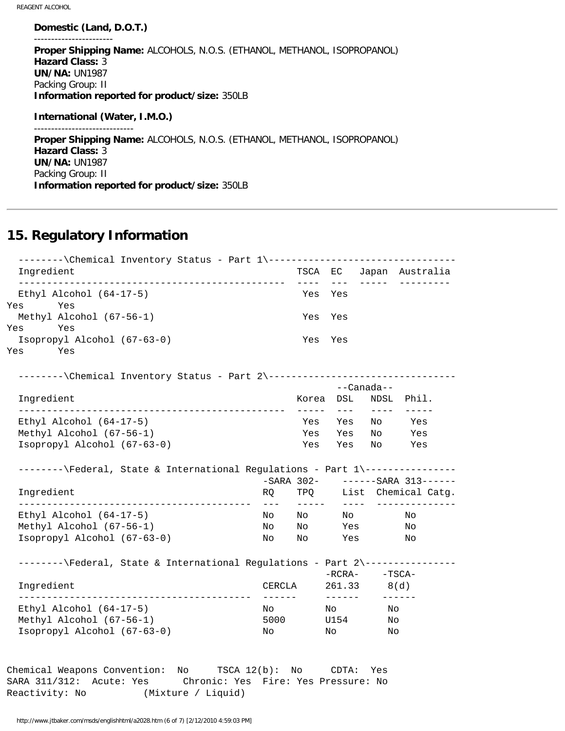**Domestic (Land, D.O.T.)**

-----------------------

**Proper Shipping Name:** ALCOHOLS, N.O.S. (ETHANOL, METHANOL, ISOPROPANOL)
**Hazard Class:** 3
**UN/NA:** UN1987
Packing Group: II
**Information reported for product/size:** 350LB

**International (Water, I.M.O.)**

-----------------------------

**Proper Shipping Name:** ALCOHOLS, N.O.S. (ETHANOL, METHANOL, ISOPROPANOL)
**Hazard Class:** 3
**UN/NA:** UN1987
Packing Group: II
**Information reported for product/size:** 350LB

## 15. Regulatory Information

--------\Chemical Inventory Status - Part 1\---------------------------------

| Ingredient | TSCA | EC | Japan | Australia |
|---|---|---|---|---|
| Ethyl Alcohol (64-17-5) | Yes | Yes | Yes | Yes |
| Methyl Alcohol (67-56-1) | Yes | Yes | Yes | Yes |
| Isopropyl Alcohol (67-63-0) | Yes | Yes | Yes | Yes |

--------\Chemical Inventory Status - Part 2\---------------------------------

| | | --Canada-- | | |
|---|---|---|---|---|
| Ingredient | Korea | DSL | NDSL | Phil. |
| Ethyl Alcohol (64-17-5) | Yes | Yes | No | Yes |
| Methyl Alcohol (67-56-1) | Yes | Yes | No | Yes |
| Isopropyl Alcohol (67-63-0) | Yes | Yes | No | Yes |

--------\Federal, State & International Regulations - Part 1\----------------

| | -SARA 302- | | ------SARA 313------ | |
|---|---|---|---|---|
| Ingredient | RQ | TPQ | List | Chemical Catg. |
| Ethyl Alcohol (64-17-5) | No | No | No | No |
| Methyl Alcohol (67-56-1) | No | No | Yes | No |
| Isopropyl Alcohol (67-63-0) | No | No | Yes | No |

--------\Federal, State & International Regulations - Part 2\----------------

| | | -RCRA- | -TSCA- |
|---|---|---|---|
| Ingredient | CERCLA | 261.33 | 8(d) |
| Ethyl Alcohol (64-17-5) | No | No | No |
| Methyl Alcohol (67-56-1) | 5000 | U154 | No |
| Isopropyl Alcohol (67-63-0) | No | No | No |

Chemical Weapons Convention: No TSCA 12(b): No CDTA: Yes
SARA 311/312: Acute: Yes Chronic: Yes Fire: Yes Pressure: No
Reactivity: No (Mixture / Liquid)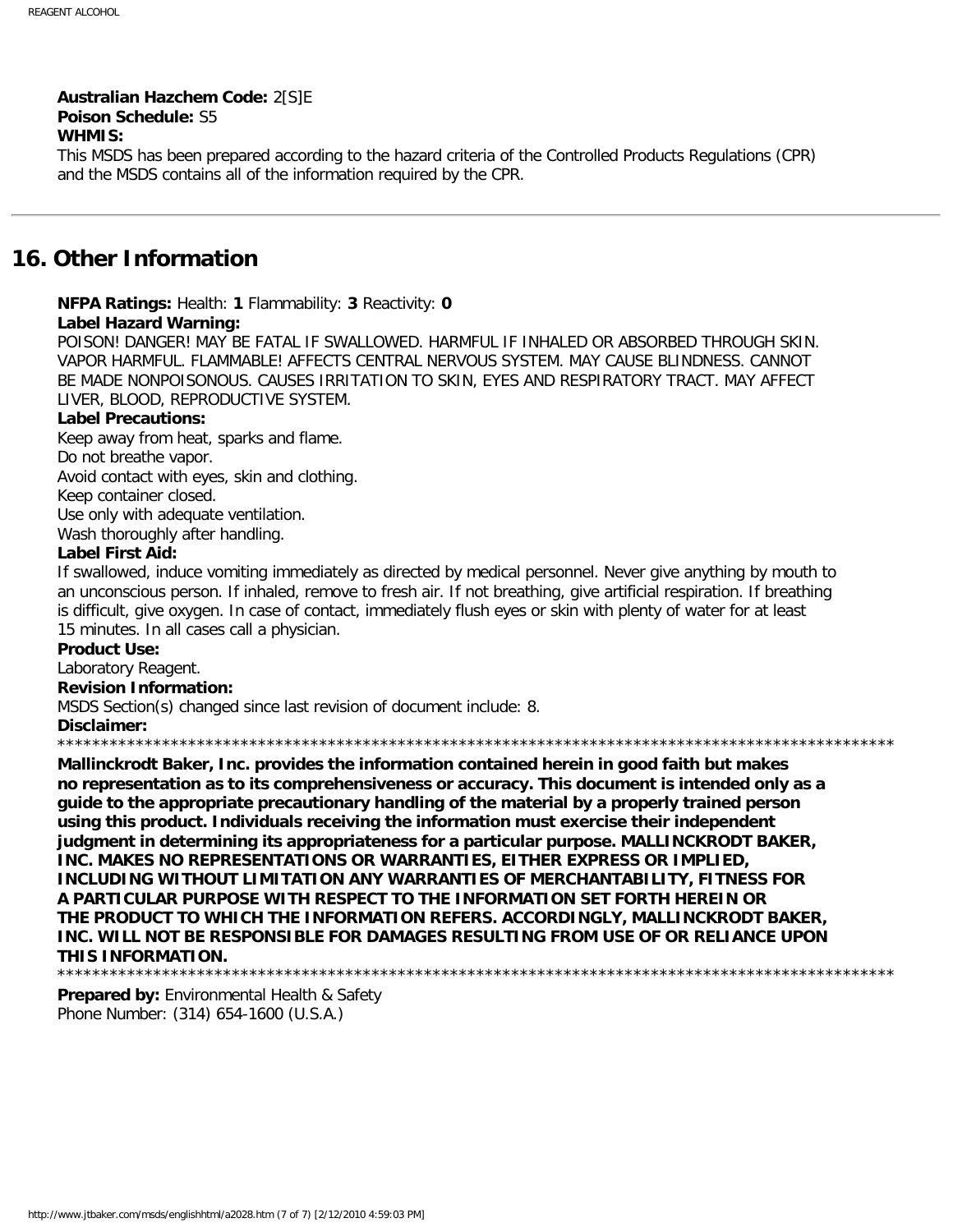**Australian Hazchem Code:** 2[S]E
**Poison Schedule:** S5
**WHMIS:**
This MSDS has been prepared according to the hazard criteria of the Controlled Products Regulations (CPR) and the MSDS contains all of the information required by the CPR.

---

# 16. Other Information

**NFPA Ratings:** Health: **1** Flammability: **3** Reactivity: **0**
**Label Hazard Warning:**
POISON! DANGER! MAY BE FATAL IF SWALLOWED. HARMFUL IF INHALED OR ABSORBED THROUGH SKIN. VAPOR HARMFUL. FLAMMABLE! AFFECTS CENTRAL NERVOUS SYSTEM. MAY CAUSE BLINDNESS. CANNOT BE MADE NONPOISONOUS. CAUSES IRRITATION TO SKIN, EYES AND RESPIRATORY TRACT. MAY AFFECT LIVER, BLOOD, REPRODUCTIVE SYSTEM.
**Label Precautions:**
Keep away from heat, sparks and flame.
Do not breathe vapor.
Avoid contact with eyes, skin and clothing.
Keep container closed.
Use only with adequate ventilation.
Wash thoroughly after handling.
**Label First Aid:**
If swallowed, induce vomiting immediately as directed by medical personnel. Never give anything by mouth to an unconscious person. If inhaled, remove to fresh air. If not breathing, give artificial respiration. If breathing is difficult, give oxygen. In case of contact, immediately flush eyes or skin with plenty of water for at least 15 minutes. In all cases call a physician.
**Product Use:**
Laboratory Reagent.
**Revision Information:**
MSDS Section(s) changed since last revision of document include: 8.
**Disclaimer:**
****************************************************************************************************
**Mallinckrodt Baker, Inc. provides the information contained herein in good faith but makes no representation as to its comprehensiveness or accuracy. This document is intended only as a guide to the appropriate precautionary handling of the material by a properly trained person using this product. Individuals receiving the information must exercise their independent judgment in determining its appropriateness for a particular purpose. MALLINCKRODT BAKER, INC. MAKES NO REPRESENTATIONS OR WARRANTIES, EITHER EXPRESS OR IMPLIED, INCLUDING WITHOUT LIMITATION ANY WARRANTIES OF MERCHANTABILITY, FITNESS FOR A PARTICULAR PURPOSE WITH RESPECT TO THE INFORMATION SET FORTH HEREIN OR THE PRODUCT TO WHICH THE INFORMATION REFERS. ACCORDINGLY, MALLINCKRODT BAKER, INC. WILL NOT BE RESPONSIBLE FOR DAMAGES RESULTING FROM USE OF OR RELIANCE UPON THIS INFORMATION.**
****************************************************************************************************
**Prepared by:** Environmental Health & Safety
Phone Number: (314) 654-1600 (U.S.A.)